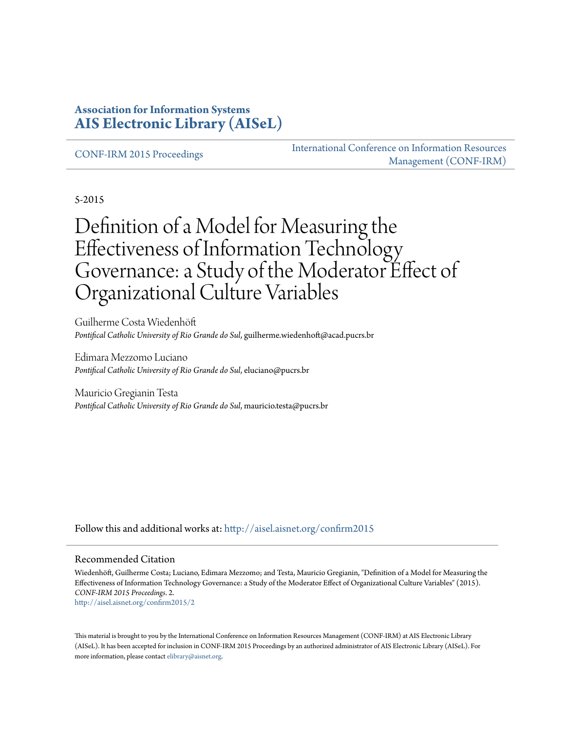**Association for Information Systems**
**AIS Electronic Library (AISeL)**

CONF-IRM 2015 Proceedings

International Conference on Information Resources Management (CONF-IRM)

5-2015

# Definition of a Model for Measuring the Effectiveness of Information Technology Governance: a Study of the Moderator Effect of Organizational Culture Variables

Guilherme Costa Wiedenhöft
*Pontifical Catholic University of Rio Grande do Sul*, guilherme.wiedenhoft@acad.pucrs.br

Edimara Mezzomo Luciano
*Pontifical Catholic University of Rio Grande do Sul*, eluciano@pucrs.br

Mauricio Gregianin Testa
*Pontifical Catholic University of Rio Grande do Sul*, mauricio.testa@pucrs.br

Follow this and additional works at: http://aisel.aisnet.org/confirm2015

## Recommended Citation

Wiedenhöft, Guilherme Costa; Luciano, Edimara Mezzomo; and Testa, Mauricio Gregianin, "Definition of a Model for Measuring the Effectiveness of Information Technology Governance: a Study of the Moderator Effect of Organizational Culture Variables" (2015). *CONF-IRM 2015 Proceedings*. 2.
http://aisel.aisnet.org/confirm2015/2

This material is brought to you by the International Conference on Information Resources Management (CONF-IRM) at AIS Electronic Library (AISeL). It has been accepted for inclusion in CONF-IRM 2015 Proceedings by an authorized administrator of AIS Electronic Library (AISeL). For more information, please contact elibrary@aisnet.org.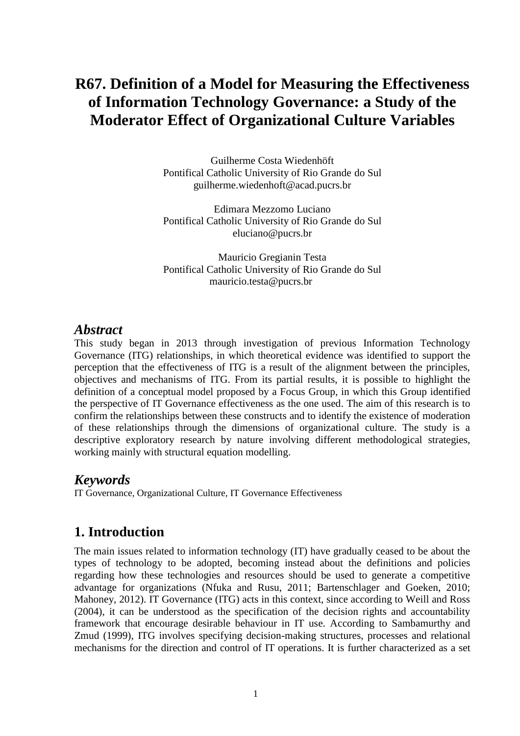# R67. Definition of a Model for Measuring the Effectiveness of Information Technology Governance: a Study of the Moderator Effect of Organizational Culture Variables

Guilherme Costa Wiedenhöft
Pontifical Catholic University of Rio Grande do Sul
guilherme.wiedenhoft@acad.pucrs.br

Edimara Mezzomo Luciano
Pontifical Catholic University of Rio Grande do Sul
eluciano@pucrs.br

Mauricio Gregianin Testa
Pontifical Catholic University of Rio Grande do Sul
mauricio.testa@pucrs.br

## *Abstract*

This study began in 2013 through investigation of previous Information Technology Governance (ITG) relationships, in which theoretical evidence was identified to support the perception that the effectiveness of ITG is a result of the alignment between the principles, objectives and mechanisms of ITG. From its partial results, it is possible to highlight the definition of a conceptual model proposed by a Focus Group, in which this Group identified the perspective of IT Governance effectiveness as the one used. The aim of this research is to confirm the relationships between these constructs and to identify the existence of moderation of these relationships through the dimensions of organizational culture. The study is a descriptive exploratory research by nature involving different methodological strategies, working mainly with structural equation modelling.

## *Keywords*

IT Governance, Organizational Culture, IT Governance Effectiveness

## 1. Introduction

The main issues related to information technology (IT) have gradually ceased to be about the types of technology to be adopted, becoming instead about the definitions and policies regarding how these technologies and resources should be used to generate a competitive advantage for organizations (Nfuka and Rusu, 2011; Bartenschlager and Goeken, 2010; Mahoney, 2012). IT Governance (ITG) acts in this context, since according to Weill and Ross (2004), it can be understood as the specification of the decision rights and accountability framework that encourage desirable behaviour in IT use. According to Sambamurthy and Zmud (1999), ITG involves specifying decision-making structures, processes and relational mechanisms for the direction and control of IT operations. It is further characterized as a set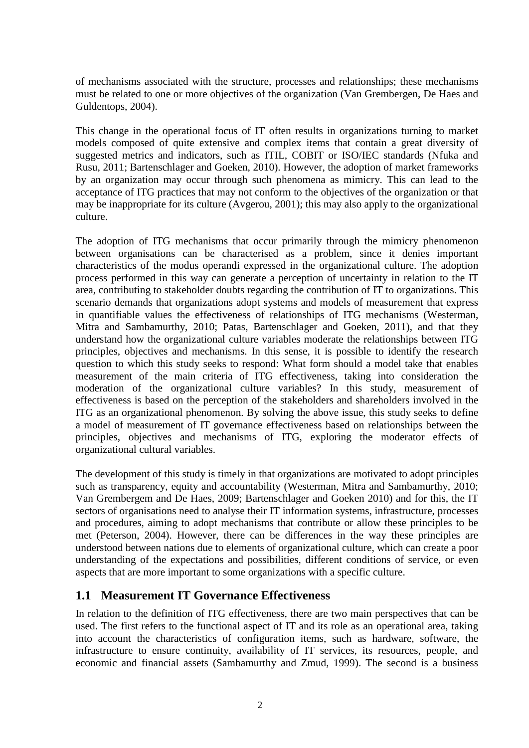of mechanisms associated with the structure, processes and relationships; these mechanisms must be related to one or more objectives of the organization (Van Grembergen, De Haes and Guldentops, 2004).

This change in the operational focus of IT often results in organizations turning to market models composed of quite extensive and complex items that contain a great diversity of suggested metrics and indicators, such as ITIL, COBIT or ISO/IEC standards (Nfuka and Rusu, 2011; Bartenschlager and Goeken, 2010). However, the adoption of market frameworks by an organization may occur through such phenomena as mimicry. This can lead to the acceptance of ITG practices that may not conform to the objectives of the organization or that may be inappropriate for its culture (Avgerou, 2001); this may also apply to the organizational culture.

The adoption of ITG mechanisms that occur primarily through the mimicry phenomenon between organisations can be characterised as a problem, since it denies important characteristics of the modus operandi expressed in the organizational culture. The adoption process performed in this way can generate a perception of uncertainty in relation to the IT area, contributing to stakeholder doubts regarding the contribution of IT to organizations. This scenario demands that organizations adopt systems and models of measurement that express in quantifiable values the effectiveness of relationships of ITG mechanisms (Westerman, Mitra and Sambamurthy, 2010; Patas, Bartenschlager and Goeken, 2011), and that they understand how the organizational culture variables moderate the relationships between ITG principles, objectives and mechanisms. In this sense, it is possible to identify the research question to which this study seeks to respond: What form should a model take that enables measurement of the main criteria of ITG effectiveness, taking into consideration the moderation of the organizational culture variables? In this study, measurement of effectiveness is based on the perception of the stakeholders and shareholders involved in the ITG as an organizational phenomenon. By solving the above issue, this study seeks to define a model of measurement of IT governance effectiveness based on relationships between the principles, objectives and mechanisms of ITG, exploring the moderator effects of organizational cultural variables.

The development of this study is timely in that organizations are motivated to adopt principles such as transparency, equity and accountability (Westerman, Mitra and Sambamurthy, 2010; Van Grembergem and De Haes, 2009; Bartenschlager and Goeken 2010) and for this, the IT sectors of organisations need to analyse their IT information systems, infrastructure, processes and procedures, aiming to adopt mechanisms that contribute or allow these principles to be met (Peterson, 2004). However, there can be differences in the way these principles are understood between nations due to elements of organizational culture, which can create a poor understanding of the expectations and possibilities, different conditions of service, or even aspects that are more important to some organizations with a specific culture.

## 1.1 Measurement IT Governance Effectiveness

In relation to the definition of ITG effectiveness, there are two main perspectives that can be used. The first refers to the functional aspect of IT and its role as an operational area, taking into account the characteristics of configuration items, such as hardware, software, the infrastructure to ensure continuity, availability of IT services, its resources, people, and economic and financial assets (Sambamurthy and Zmud, 1999). The second is a business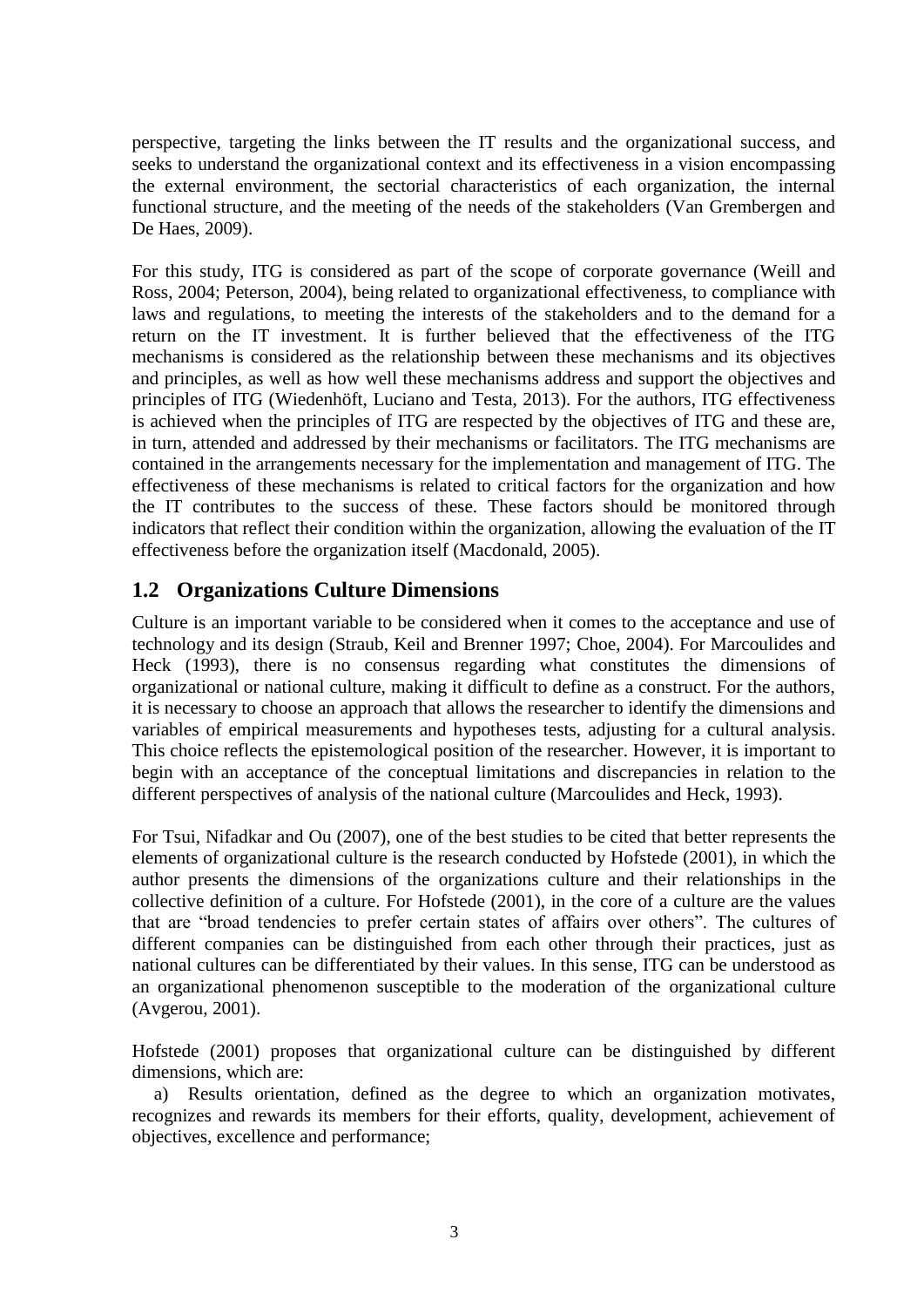perspective, targeting the links between the IT results and the organizational success, and seeks to understand the organizational context and its effectiveness in a vision encompassing the external environment, the sectorial characteristics of each organization, the internal functional structure, and the meeting of the needs of the stakeholders (Van Grembergen and De Haes, 2009).

For this study, ITG is considered as part of the scope of corporate governance (Weill and Ross, 2004; Peterson, 2004), being related to organizational effectiveness, to compliance with laws and regulations, to meeting the interests of the stakeholders and to the demand for a return on the IT investment. It is further believed that the effectiveness of the ITG mechanisms is considered as the relationship between these mechanisms and its objectives and principles, as well as how well these mechanisms address and support the objectives and principles of ITG (Wiedenhöft, Luciano and Testa, 2013). For the authors, ITG effectiveness is achieved when the principles of ITG are respected by the objectives of ITG and these are, in turn, attended and addressed by their mechanisms or facilitators. The ITG mechanisms are contained in the arrangements necessary for the implementation and management of ITG. The effectiveness of these mechanisms is related to critical factors for the organization and how the IT contributes to the success of these. These factors should be monitored through indicators that reflect their condition within the organization, allowing the evaluation of the IT effectiveness before the organization itself (Macdonald, 2005).

## 1.2 Organizations Culture Dimensions

Culture is an important variable to be considered when it comes to the acceptance and use of technology and its design (Straub, Keil and Brenner 1997; Choe, 2004). For Marcoulides and Heck (1993), there is no consensus regarding what constitutes the dimensions of organizational or national culture, making it difficult to define as a construct. For the authors, it is necessary to choose an approach that allows the researcher to identify the dimensions and variables of empirical measurements and hypotheses tests, adjusting for a cultural analysis. This choice reflects the epistemological position of the researcher. However, it is important to begin with an acceptance of the conceptual limitations and discrepancies in relation to the different perspectives of analysis of the national culture (Marcoulides and Heck, 1993).

For Tsui, Nifadkar and Ou (2007), one of the best studies to be cited that better represents the elements of organizational culture is the research conducted by Hofstede (2001), in which the author presents the dimensions of the organizations culture and their relationships in the collective definition of a culture. For Hofstede (2001), in the core of a culture are the values that are "broad tendencies to prefer certain states of affairs over others". The cultures of different companies can be distinguished from each other through their practices, just as national cultures can be differentiated by their values. In this sense, ITG can be understood as an organizational phenomenon susceptible to the moderation of the organizational culture (Avgerou, 2001).

Hofstede (2001) proposes that organizational culture can be distinguished by different dimensions, which are:

a) Results orientation, defined as the degree to which an organization motivates, recognizes and rewards its members for their efforts, quality, development, achievement of objectives, excellence and performance;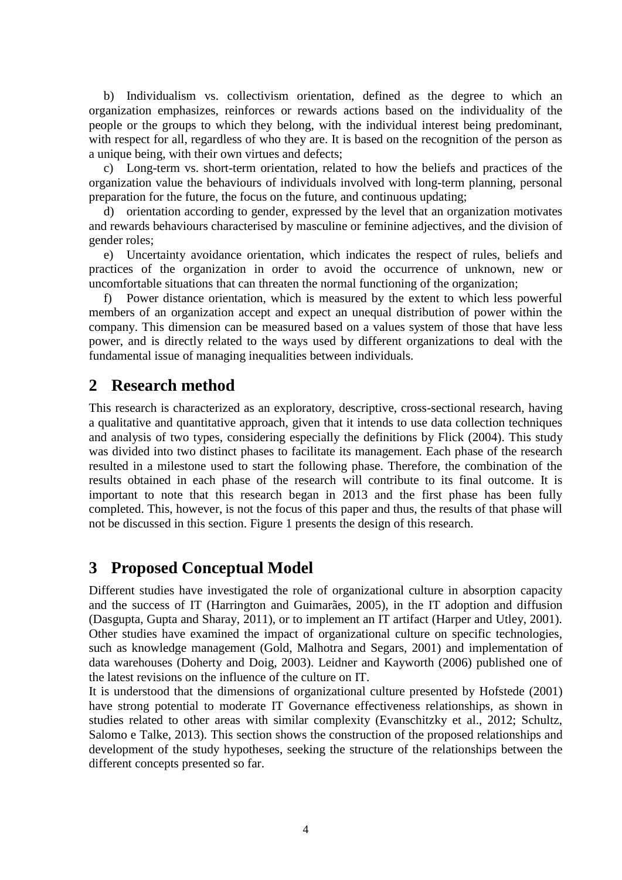b) Individualism vs. collectivism orientation, defined as the degree to which an organization emphasizes, reinforces or rewards actions based on the individuality of the people or the groups to which they belong, with the individual interest being predominant, with respect for all, regardless of who they are. It is based on the recognition of the person as a unique being, with their own virtues and defects;

c) Long-term vs. short-term orientation, related to how the beliefs and practices of the organization value the behaviours of individuals involved with long-term planning, personal preparation for the future, the focus on the future, and continuous updating;

d) orientation according to gender, expressed by the level that an organization motivates and rewards behaviours characterised by masculine or feminine adjectives, and the division of gender roles;

e) Uncertainty avoidance orientation, which indicates the respect of rules, beliefs and practices of the organization in order to avoid the occurrence of unknown, new or uncomfortable situations that can threaten the normal functioning of the organization;

f) Power distance orientation, which is measured by the extent to which less powerful members of an organization accept and expect an unequal distribution of power within the company. This dimension can be measured based on a values system of those that have less power, and is directly related to the ways used by different organizations to deal with the fundamental issue of managing inequalities between individuals.

# 2 Research method

This research is characterized as an exploratory, descriptive, cross-sectional research, having a qualitative and quantitative approach, given that it intends to use data collection techniques and analysis of two types, considering especially the definitions by Flick (2004). This study was divided into two distinct phases to facilitate its management. Each phase of the research resulted in a milestone used to start the following phase. Therefore, the combination of the results obtained in each phase of the research will contribute to its final outcome. It is important to note that this research began in 2013 and the first phase has been fully completed. This, however, is not the focus of this paper and thus, the results of that phase will not be discussed in this section. Figure 1 presents the design of this research.

# 3 Proposed Conceptual Model

Different studies have investigated the role of organizational culture in absorption capacity and the success of IT (Harrington and Guimarães, 2005), in the IT adoption and diffusion (Dasgupta, Gupta and Sharay, 2011), or to implement an IT artifact (Harper and Utley, 2001). Other studies have examined the impact of organizational culture on specific technologies, such as knowledge management (Gold, Malhotra and Segars, 2001) and implementation of data warehouses (Doherty and Doig, 2003). Leidner and Kayworth (2006) published one of the latest revisions on the influence of the culture on IT.

It is understood that the dimensions of organizational culture presented by Hofstede (2001) have strong potential to moderate IT Governance effectiveness relationships, as shown in studies related to other areas with similar complexity (Evanschitzky et al., 2012; Schultz, Salomo e Talke, 2013). This section shows the construction of the proposed relationships and development of the study hypotheses, seeking the structure of the relationships between the different concepts presented so far.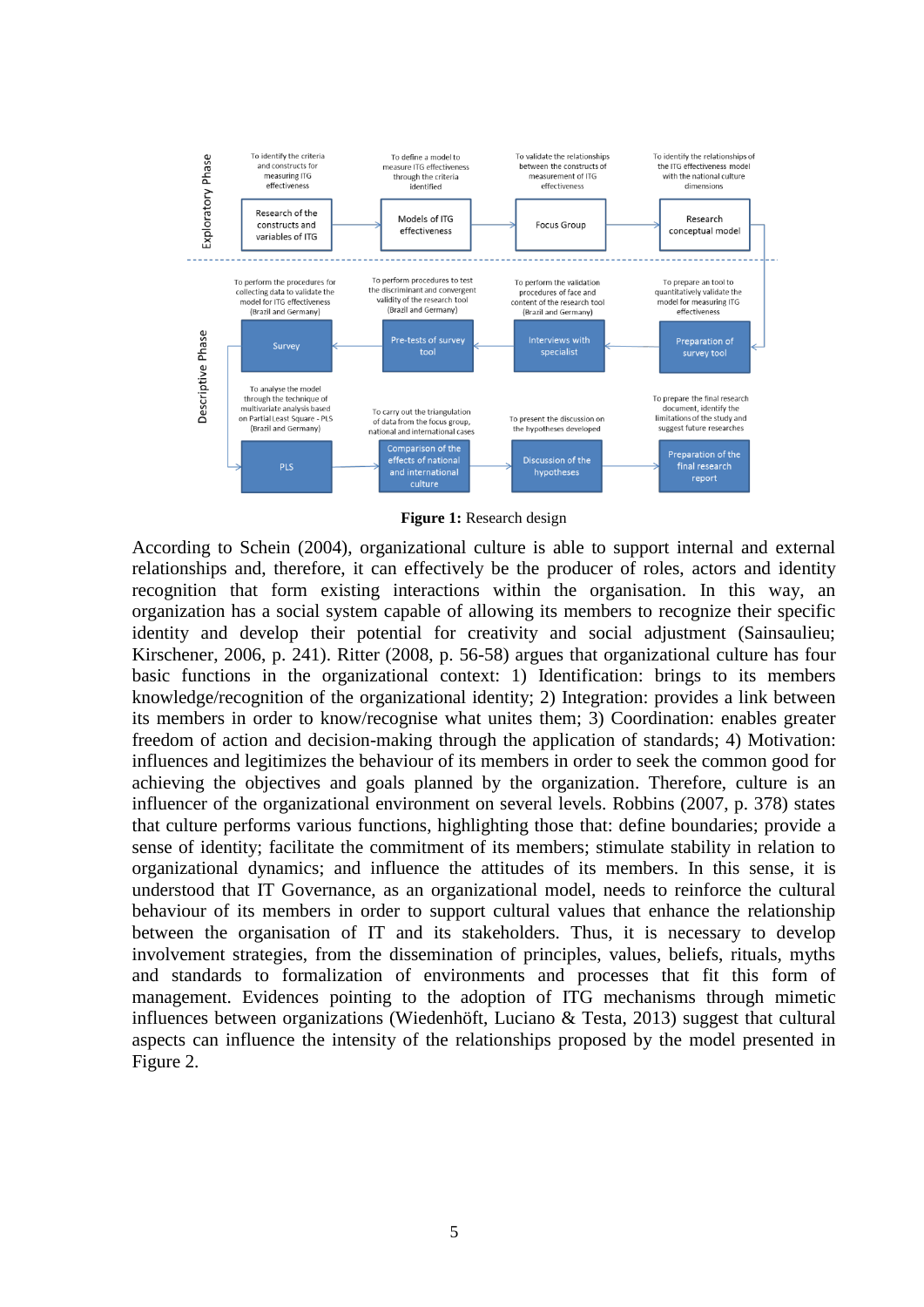**Figure 1:** Research design

According to Schein (2004), organizational culture is able to support internal and external relationships and, therefore, it can effectively be the producer of roles, actors and identity recognition that form existing interactions within the organisation. In this way, an organization has a social system capable of allowing its members to recognize their specific identity and develop their potential for creativity and social adjustment (Sainsaulieu; Kirschener, 2006, p. 241). Ritter (2008, p. 56-58) argues that organizational culture has four basic functions in the organizational context: 1) Identification: brings to its members knowledge/recognition of the organizational identity; 2) Integration: provides a link between its members in order to know/recognise what unites them; 3) Coordination: enables greater freedom of action and decision-making through the application of standards; 4) Motivation: influences and legitimizes the behaviour of its members in order to seek the common good for achieving the objectives and goals planned by the organization. Therefore, culture is an influencer of the organizational environment on several levels. Robbins (2007, p. 378) states that culture performs various functions, highlighting those that: define boundaries; provide a sense of identity; facilitate the commitment of its members; stimulate stability in relation to organizational dynamics; and influence the attitudes of its members. In this sense, it is understood that IT Governance, as an organizational model, needs to reinforce the cultural behaviour of its members in order to support cultural values that enhance the relationship between the organisation of IT and its stakeholders. Thus, it is necessary to develop involvement strategies, from the dissemination of principles, values, beliefs, rituals, myths and standards to formalization of environments and processes that fit this form of management. Evidences pointing to the adoption of ITG mechanisms through mimetic influences between organizations (Wiedenhöft, Luciano & Testa, 2013) suggest that cultural aspects can influence the intensity of the relationships proposed by the model presented in Figure 2.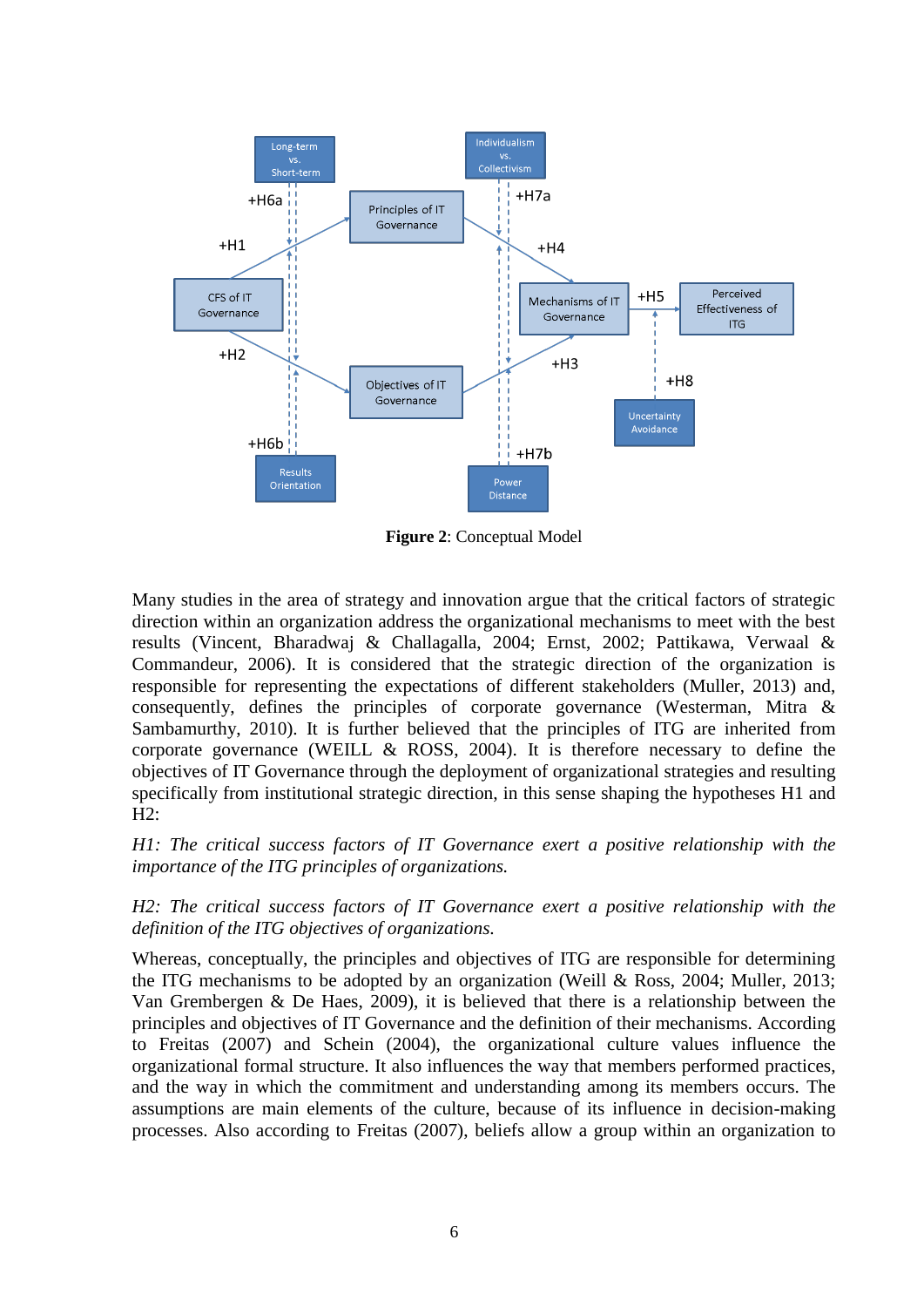**Figure 2**: Conceptual Model

Many studies in the area of strategy and innovation argue that the critical factors of strategic direction within an organization address the organizational mechanisms to meet with the best results (Vincent, Bharadwaj & Challagalla, 2004; Ernst, 2002; Pattikawa, Verwaal & Commandeur, 2006). It is considered that the strategic direction of the organization is responsible for representing the expectations of different stakeholders (Muller, 2013) and, consequently, defines the principles of corporate governance (Westerman, Mitra & Sambamurthy, 2010). It is further believed that the principles of ITG are inherited from corporate governance (WEILL & ROSS, 2004). It is therefore necessary to define the objectives of IT Governance through the deployment of organizational strategies and resulting specifically from institutional strategic direction, in this sense shaping the hypotheses H1 and H2:

*H1: The critical success factors of IT Governance exert a positive relationship with the importance of the ITG principles of organizations.*

*H2: The critical success factors of IT Governance exert a positive relationship with the definition of the ITG objectives of organizations.*

Whereas, conceptually, the principles and objectives of ITG are responsible for determining the ITG mechanisms to be adopted by an organization (Weill & Ross, 2004; Muller, 2013; Van Grembergen & De Haes, 2009), it is believed that there is a relationship between the principles and objectives of IT Governance and the definition of their mechanisms. According to Freitas (2007) and Schein (2004), the organizational culture values influence the organizational formal structure. It also influences the way that members performed practices, and the way in which the commitment and understanding among its members occurs. The assumptions are main elements of the culture, because of its influence in decision-making processes. Also according to Freitas (2007), beliefs allow a group within an organization to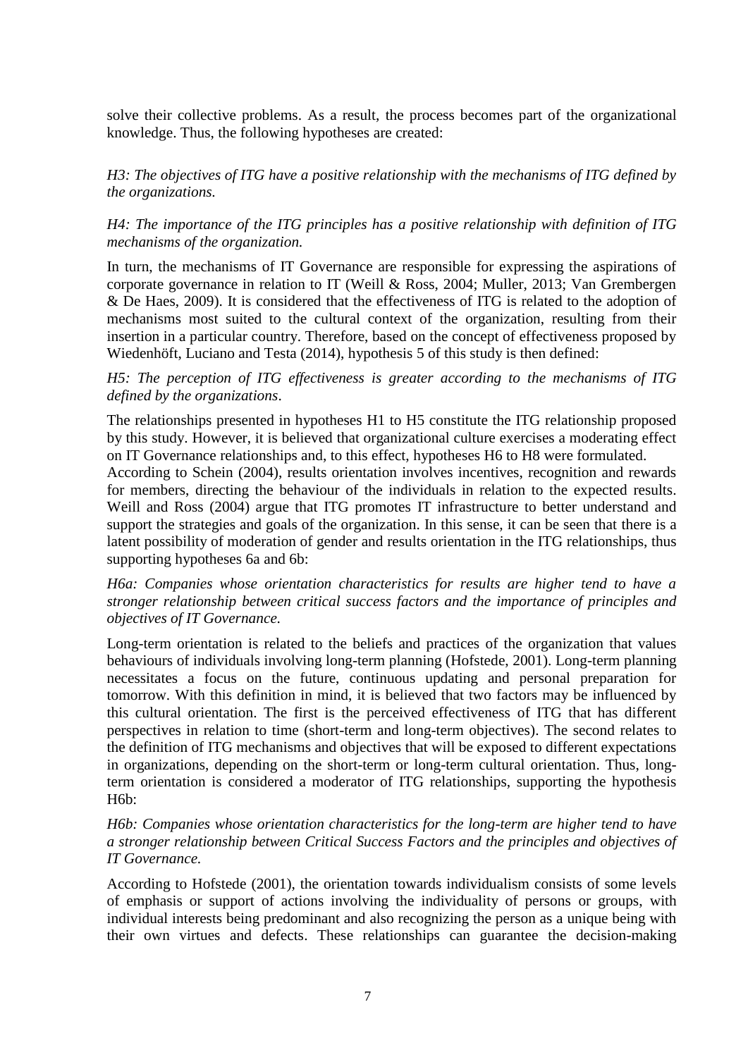solve their collective problems. As a result, the process becomes part of the organizational knowledge. Thus, the following hypotheses are created:

*H3: The objectives of ITG have a positive relationship with the mechanisms of ITG defined by the organizations.*

*H4: The importance of the ITG principles has a positive relationship with definition of ITG mechanisms of the organization.*

In turn, the mechanisms of IT Governance are responsible for expressing the aspirations of corporate governance in relation to IT (Weill & Ross, 2004; Muller, 2013; Van Grembergen & De Haes, 2009). It is considered that the effectiveness of ITG is related to the adoption of mechanisms most suited to the cultural context of the organization, resulting from their insertion in a particular country. Therefore, based on the concept of effectiveness proposed by Wiedenhöft, Luciano and Testa (2014), hypothesis 5 of this study is then defined:

*H5: The perception of ITG effectiveness is greater according to the mechanisms of ITG defined by the organizations*.

The relationships presented in hypotheses H1 to H5 constitute the ITG relationship proposed by this study. However, it is believed that organizational culture exercises a moderating effect on IT Governance relationships and, to this effect, hypotheses H6 to H8 were formulated.
According to Schein (2004), results orientation involves incentives, recognition and rewards for members, directing the behaviour of the individuals in relation to the expected results. Weill and Ross (2004) argue that ITG promotes IT infrastructure to better understand and support the strategies and goals of the organization. In this sense, it can be seen that there is a latent possibility of moderation of gender and results orientation in the ITG relationships, thus supporting hypotheses 6a and 6b:

*H6a: Companies whose orientation characteristics for results are higher tend to have a stronger relationship between critical success factors and the importance of principles and objectives of IT Governance.*

Long-term orientation is related to the beliefs and practices of the organization that values behaviours of individuals involving long-term planning (Hofstede, 2001). Long-term planning necessitates a focus on the future, continuous updating and personal preparation for tomorrow. With this definition in mind, it is believed that two factors may be influenced by this cultural orientation. The first is the perceived effectiveness of ITG that has different perspectives in relation to time (short-term and long-term objectives). The second relates to the definition of ITG mechanisms and objectives that will be exposed to different expectations in organizations, depending on the short-term or long-term cultural orientation. Thus, long-term orientation is considered a moderator of ITG relationships, supporting the hypothesis H6b:

*H6b: Companies whose orientation characteristics for the long-term are higher tend to have a stronger relationship between Critical Success Factors and the principles and objectives of IT Governance.*

According to Hofstede (2001), the orientation towards individualism consists of some levels of emphasis or support of actions involving the individuality of persons or groups, with individual interests being predominant and also recognizing the person as a unique being with their own virtues and defects. These relationships can guarantee the decision-making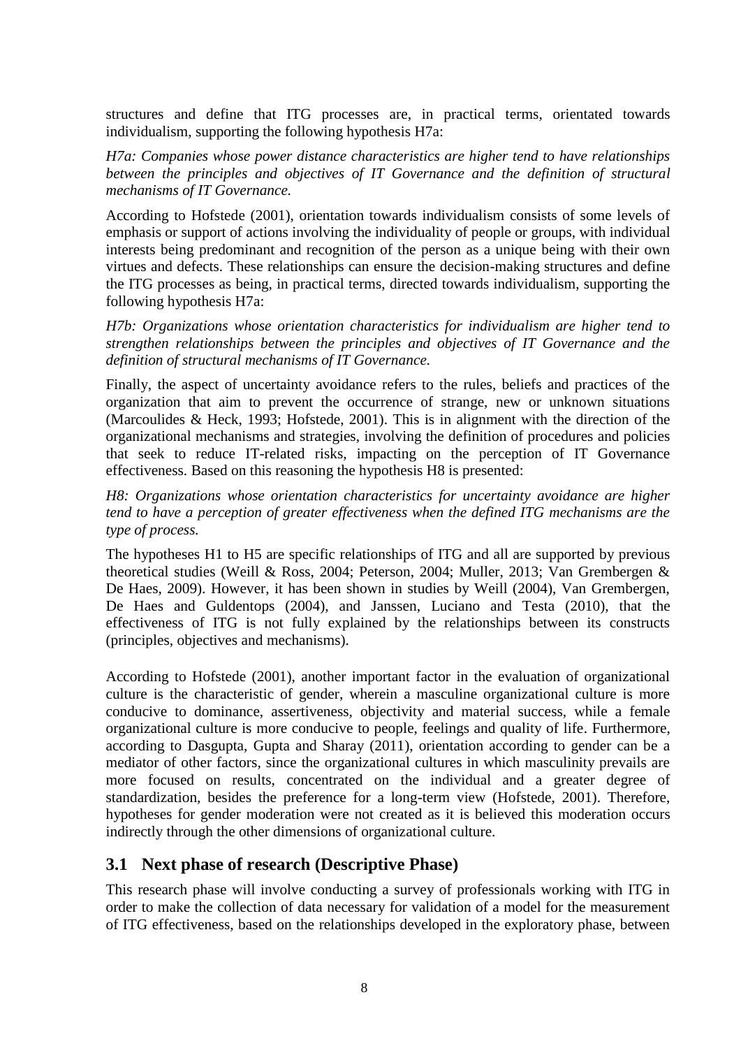structures and define that ITG processes are, in practical terms, orientated towards individualism, supporting the following hypothesis H7a:

*H7a: Companies whose power distance characteristics are higher tend to have relationships between the principles and objectives of IT Governance and the definition of structural mechanisms of IT Governance.*

According to Hofstede (2001), orientation towards individualism consists of some levels of emphasis or support of actions involving the individuality of people or groups, with individual interests being predominant and recognition of the person as a unique being with their own virtues and defects. These relationships can ensure the decision-making structures and define the ITG processes as being, in practical terms, directed towards individualism, supporting the following hypothesis H7a:

*H7b: Organizations whose orientation characteristics for individualism are higher tend to strengthen relationships between the principles and objectives of IT Governance and the definition of structural mechanisms of IT Governance.*

Finally, the aspect of uncertainty avoidance refers to the rules, beliefs and practices of the organization that aim to prevent the occurrence of strange, new or unknown situations (Marcoulides & Heck, 1993; Hofstede, 2001). This is in alignment with the direction of the organizational mechanisms and strategies, involving the definition of procedures and policies that seek to reduce IT-related risks, impacting on the perception of IT Governance effectiveness. Based on this reasoning the hypothesis H8 is presented:

*H8: Organizations whose orientation characteristics for uncertainty avoidance are higher tend to have a perception of greater effectiveness when the defined ITG mechanisms are the type of process.*

The hypotheses H1 to H5 are specific relationships of ITG and all are supported by previous theoretical studies (Weill & Ross, 2004; Peterson, 2004; Muller, 2013; Van Grembergen & De Haes, 2009). However, it has been shown in studies by Weill (2004), Van Grembergen, De Haes and Guldentops (2004), and Janssen, Luciano and Testa (2010), that the effectiveness of ITG is not fully explained by the relationships between its constructs (principles, objectives and mechanisms).

According to Hofstede (2001), another important factor in the evaluation of organizational culture is the characteristic of gender, wherein a masculine organizational culture is more conducive to dominance, assertiveness, objectivity and material success, while a female organizational culture is more conducive to people, feelings and quality of life. Furthermore, according to Dasgupta, Gupta and Sharay (2011), orientation according to gender can be a mediator of other factors, since the organizational cultures in which masculinity prevails are more focused on results, concentrated on the individual and a greater degree of standardization, besides the preference for a long-term view (Hofstede, 2001). Therefore, hypotheses for gender moderation were not created as it is believed this moderation occurs indirectly through the other dimensions of organizational culture.

## 3.1 Next phase of research (Descriptive Phase)

This research phase will involve conducting a survey of professionals working with ITG in order to make the collection of data necessary for validation of a model for the measurement of ITG effectiveness, based on the relationships developed in the exploratory phase, between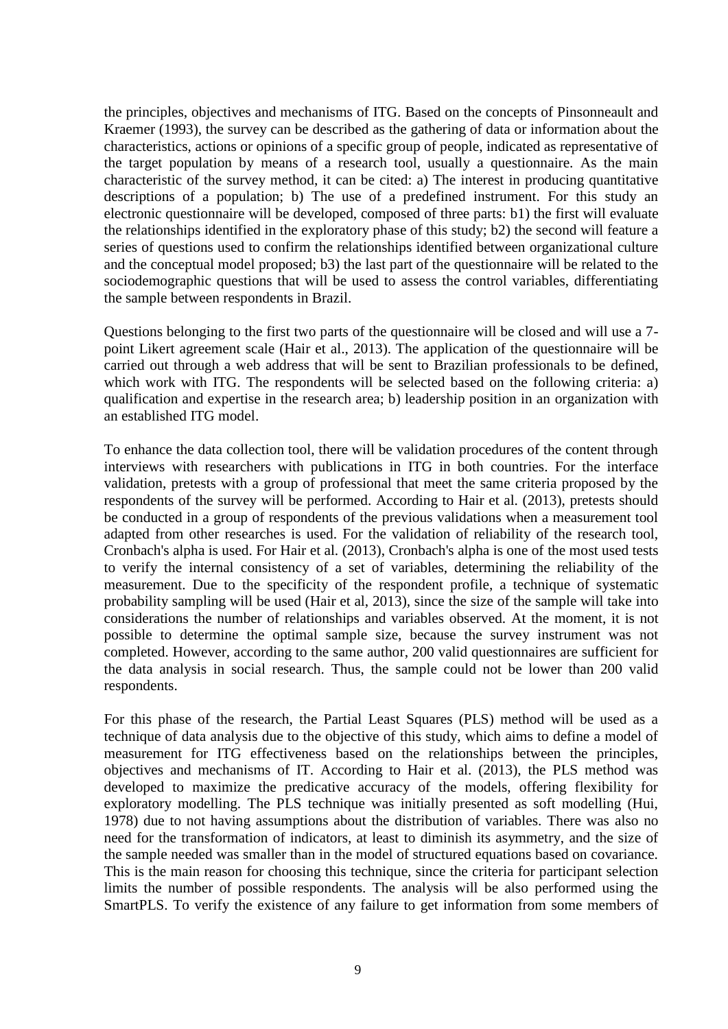the principles, objectives and mechanisms of ITG. Based on the concepts of Pinsonneault and Kraemer (1993), the survey can be described as the gathering of data or information about the characteristics, actions or opinions of a specific group of people, indicated as representative of the target population by means of a research tool, usually a questionnaire. As the main characteristic of the survey method, it can be cited: a) The interest in producing quantitative descriptions of a population; b) The use of a predefined instrument. For this study an electronic questionnaire will be developed, composed of three parts: b1) the first will evaluate the relationships identified in the exploratory phase of this study; b2) the second will feature a series of questions used to confirm the relationships identified between organizational culture and the conceptual model proposed; b3) the last part of the questionnaire will be related to the sociodemographic questions that will be used to assess the control variables, differentiating the sample between respondents in Brazil.

Questions belonging to the first two parts of the questionnaire will be closed and will use a 7-point Likert agreement scale (Hair et al., 2013). The application of the questionnaire will be carried out through a web address that will be sent to Brazilian professionals to be defined, which work with ITG. The respondents will be selected based on the following criteria: a) qualification and expertise in the research area; b) leadership position in an organization with an established ITG model.

To enhance the data collection tool, there will be validation procedures of the content through interviews with researchers with publications in ITG in both countries. For the interface validation, pretests with a group of professional that meet the same criteria proposed by the respondents of the survey will be performed. According to Hair et al. (2013), pretests should be conducted in a group of respondents of the previous validations when a measurement tool adapted from other researches is used. For the validation of reliability of the research tool, Cronbach's alpha is used. For Hair et al. (2013), Cronbach's alpha is one of the most used tests to verify the internal consistency of a set of variables, determining the reliability of the measurement. Due to the specificity of the respondent profile, a technique of systematic probability sampling will be used (Hair et al, 2013), since the size of the sample will take into considerations the number of relationships and variables observed. At the moment, it is not possible to determine the optimal sample size, because the survey instrument was not completed. However, according to the same author, 200 valid questionnaires are sufficient for the data analysis in social research. Thus, the sample could not be lower than 200 valid respondents.

For this phase of the research, the Partial Least Squares (PLS) method will be used as a technique of data analysis due to the objective of this study, which aims to define a model of measurement for ITG effectiveness based on the relationships between the principles, objectives and mechanisms of IT. According to Hair et al. (2013), the PLS method was developed to maximize the predicative accuracy of the models, offering flexibility for exploratory modelling. The PLS technique was initially presented as soft modelling (Hui, 1978) due to not having assumptions about the distribution of variables. There was also no need for the transformation of indicators, at least to diminish its asymmetry, and the size of the sample needed was smaller than in the model of structured equations based on covariance. This is the main reason for choosing this technique, since the criteria for participant selection limits the number of possible respondents. The analysis will be also performed using the SmartPLS. To verify the existence of any failure to get information from some members of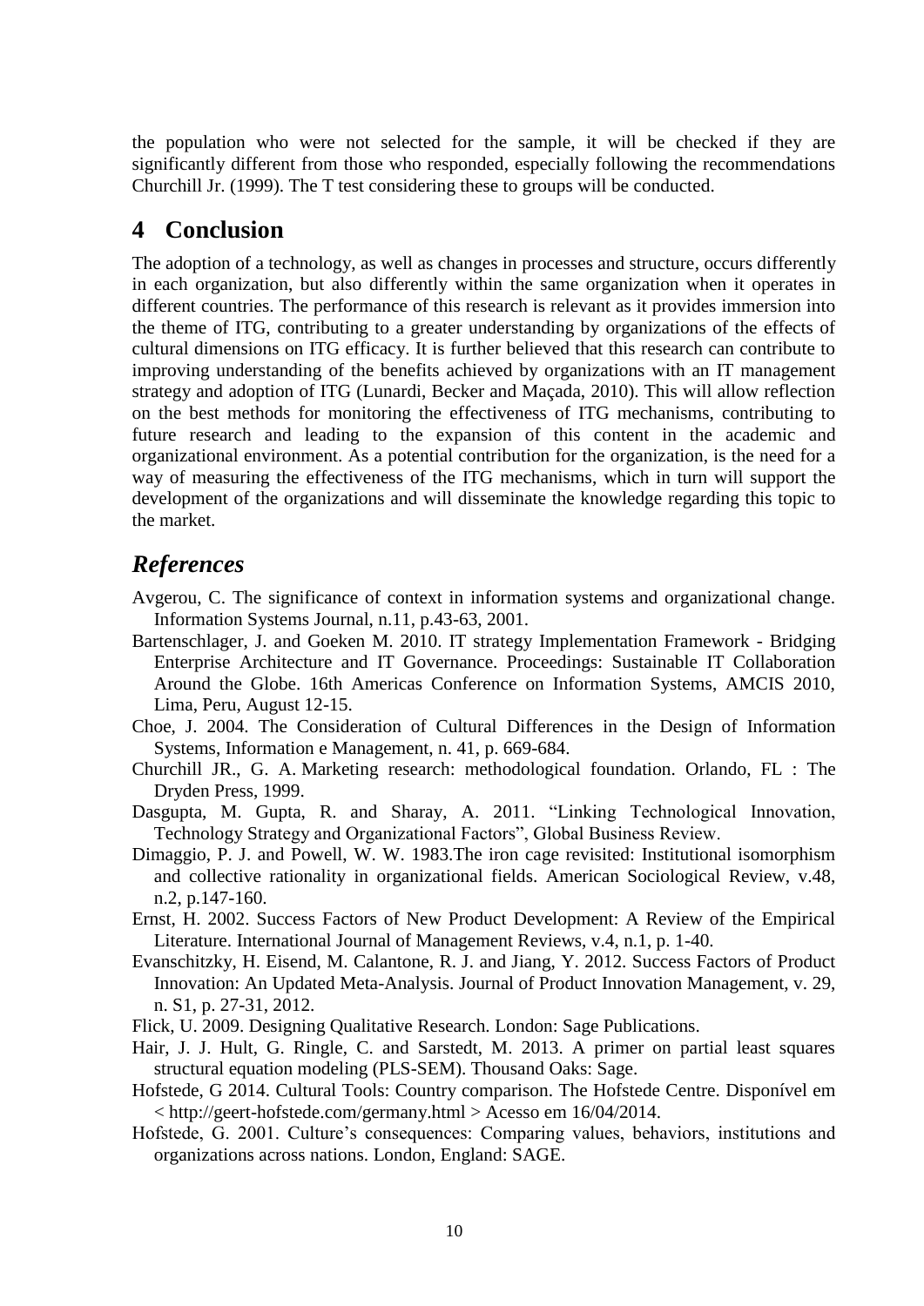the population who were not selected for the sample, it will be checked if they are significantly different from those who responded, especially following the recommendations Churchill Jr. (1999). The T test considering these to groups will be conducted.

# 4 Conclusion

The adoption of a technology, as well as changes in processes and structure, occurs differently in each organization, but also differently within the same organization when it operates in different countries. The performance of this research is relevant as it provides immersion into the theme of ITG, contributing to a greater understanding by organizations of the effects of cultural dimensions on ITG efficacy. It is further believed that this research can contribute to improving understanding of the benefits achieved by organizations with an IT management strategy and adoption of ITG (Lunardi, Becker and Maçada, 2010). This will allow reflection on the best methods for monitoring the effectiveness of ITG mechanisms, contributing to future research and leading to the expansion of this content in the academic and organizational environment. As a potential contribution for the organization, is the need for a way of measuring the effectiveness of the ITG mechanisms, which in turn will support the development of the organizations and will disseminate the knowledge regarding this topic to the market.

## *References*

Avgerou, C. The significance of context in information systems and organizational change. Information Systems Journal, n.11, p.43-63, 2001.

Bartenschlager, J. and Goeken M. 2010. IT strategy Implementation Framework - Bridging Enterprise Architecture and IT Governance. Proceedings: Sustainable IT Collaboration Around the Globe. 16th Americas Conference on Information Systems, AMCIS 2010, Lima, Peru, August 12-15.

Choe, J. 2004. The Consideration of Cultural Differences in the Design of Information Systems, Information e Management, n. 41, p. 669-684.

Churchill JR., G. A. Marketing research: methodological foundation. Orlando, FL : The Dryden Press, 1999.

Dasgupta, M. Gupta, R. and Sharay, A. 2011. "Linking Technological Innovation, Technology Strategy and Organizational Factors", Global Business Review.

Dimaggio, P. J. and Powell, W. W. 1983.The iron cage revisited: Institutional isomorphism and collective rationality in organizational fields. American Sociological Review, v.48, n.2, p.147-160.

Ernst, H. 2002. Success Factors of New Product Development: A Review of the Empirical Literature. International Journal of Management Reviews, v.4, n.1, p. 1-40.

Evanschitzky, H. Eisend, M. Calantone, R. J. and Jiang, Y. 2012. Success Factors of Product Innovation: An Updated Meta-Analysis. Journal of Product Innovation Management, v. 29, n. S1, p. 27-31, 2012.

Flick, U. 2009. Designing Qualitative Research. London: Sage Publications.

Hair, J. J. Hult, G. Ringle, C. and Sarstedt, M. 2013. A primer on partial least squares structural equation modeling (PLS-SEM). Thousand Oaks: Sage.

Hofstede, G 2014. Cultural Tools: Country comparison. The Hofstede Centre. Disponível em < http://geert-hofstede.com/germany.html > Acesso em 16/04/2014.

Hofstede, G. 2001. Culture's consequences: Comparing values, behaviors, institutions and organizations across nations. London, England: SAGE.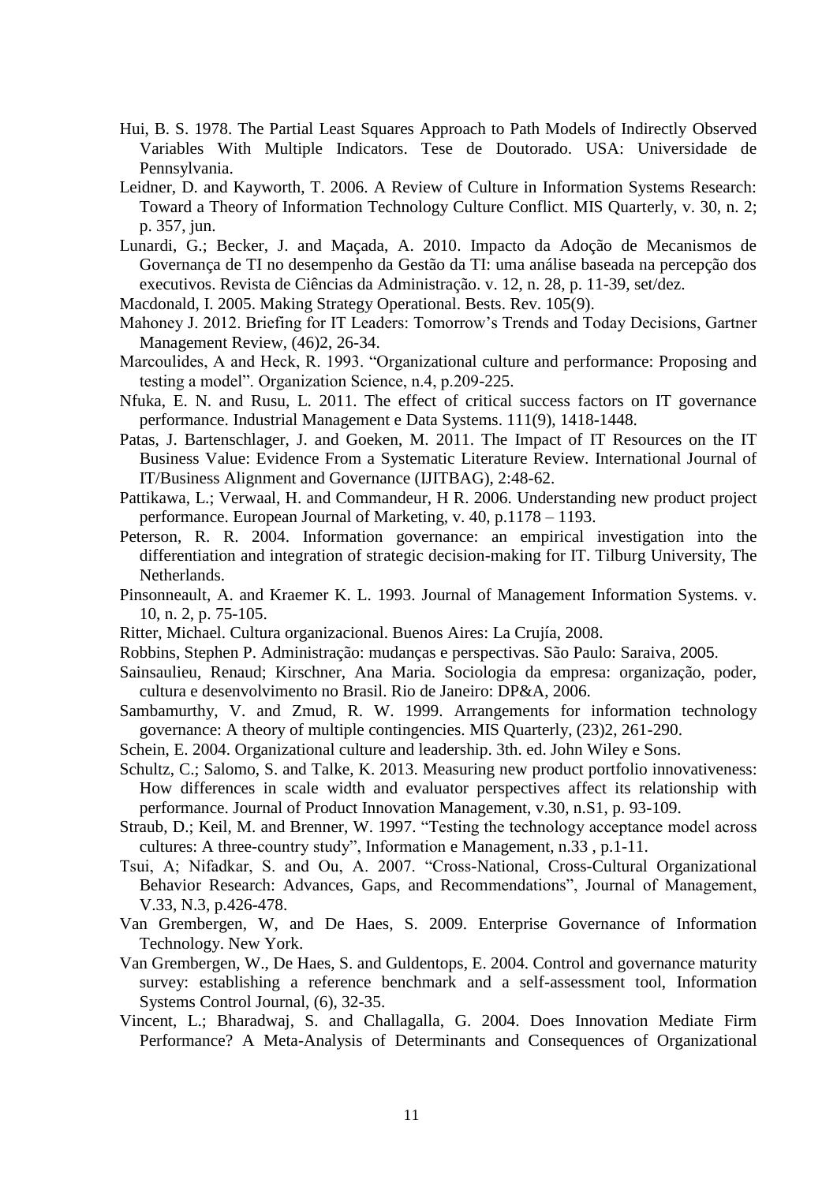Hui, B. S. 1978. The Partial Least Squares Approach to Path Models of Indirectly Observed Variables With Multiple Indicators. Tese de Doutorado. USA: Universidade de Pennsylvania.

Leidner, D. and Kayworth, T. 2006. A Review of Culture in Information Systems Research: Toward a Theory of Information Technology Culture Conflict. MIS Quarterly, v. 30, n. 2; p. 357, jun.

Lunardi, G.; Becker, J. and Maçada, A. 2010. Impacto da Adoção de Mecanismos de Governança de TI no desempenho da Gestão da TI: uma análise baseada na percepção dos executivos. Revista de Ciências da Administração. v. 12, n. 28, p. 11-39, set/dez.

Macdonald, I. 2005. Making Strategy Operational. Bests. Rev. 105(9).

Mahoney J. 2012. Briefing for IT Leaders: Tomorrow's Trends and Today Decisions, Gartner Management Review, (46)2, 26-34.

Marcoulides, A and Heck, R. 1993. "Organizational culture and performance: Proposing and testing a model". Organization Science, n.4, p.209-225.

Nfuka, E. N. and Rusu, L. 2011. The effect of critical success factors on IT governance performance. Industrial Management e Data Systems. 111(9), 1418-1448.

Patas, J. Bartenschlager, J. and Goeken, M. 2011. The Impact of IT Resources on the IT Business Value: Evidence From a Systematic Literature Review. International Journal of IT/Business Alignment and Governance (IJITBAG), 2:48-62.

Pattikawa, L.; Verwaal, H. and Commandeur, H R. 2006. Understanding new product project performance. European Journal of Marketing, v. 40, p.1178 – 1193.

Peterson, R. R. 2004. Information governance: an empirical investigation into the differentiation and integration of strategic decision-making for IT. Tilburg University, The Netherlands.

Pinsonneault, A. and Kraemer K. L. 1993. Journal of Management Information Systems. v. 10, n. 2, p. 75-105.

Ritter, Michael. Cultura organizacional. Buenos Aires: La Crujía, 2008.

Robbins, Stephen P. Administração: mudanças e perspectivas. São Paulo: Saraiva, 2005.

Sainsaulieu, Renaud; Kirschner, Ana Maria. Sociologia da empresa: organização, poder, cultura e desenvolvimento no Brasil. Rio de Janeiro: DP&A, 2006.

Sambamurthy, V. and Zmud, R. W. 1999. Arrangements for information technology governance: A theory of multiple contingencies. MIS Quarterly, (23)2, 261-290.

Schein, E. 2004. Organizational culture and leadership. 3th. ed. John Wiley e Sons.

Schultz, C.; Salomo, S. and Talke, K. 2013. Measuring new product portfolio innovativeness: How differences in scale width and evaluator perspectives affect its relationship with performance. Journal of Product Innovation Management, v.30, n.S1, p. 93-109.

Straub, D.; Keil, M. and Brenner, W. 1997. "Testing the technology acceptance model across cultures: A three-country study", Information e Management, n.33 , p.1-11.

Tsui, A; Nifadkar, S. and Ou, A. 2007. "Cross-National, Cross-Cultural Organizational Behavior Research: Advances, Gaps, and Recommendations", Journal of Management, V.33, N.3, p.426-478.

Van Grembergen, W, and De Haes, S. 2009. Enterprise Governance of Information Technology. New York.

Van Grembergen, W., De Haes, S. and Guldentops, E. 2004. Control and governance maturity survey: establishing a reference benchmark and a self-assessment tool, Information Systems Control Journal, (6), 32-35.

Vincent, L.; Bharadwaj, S. and Challagalla, G. 2004. Does Innovation Mediate Firm Performance? A Meta-Analysis of Determinants and Consequences of Organizational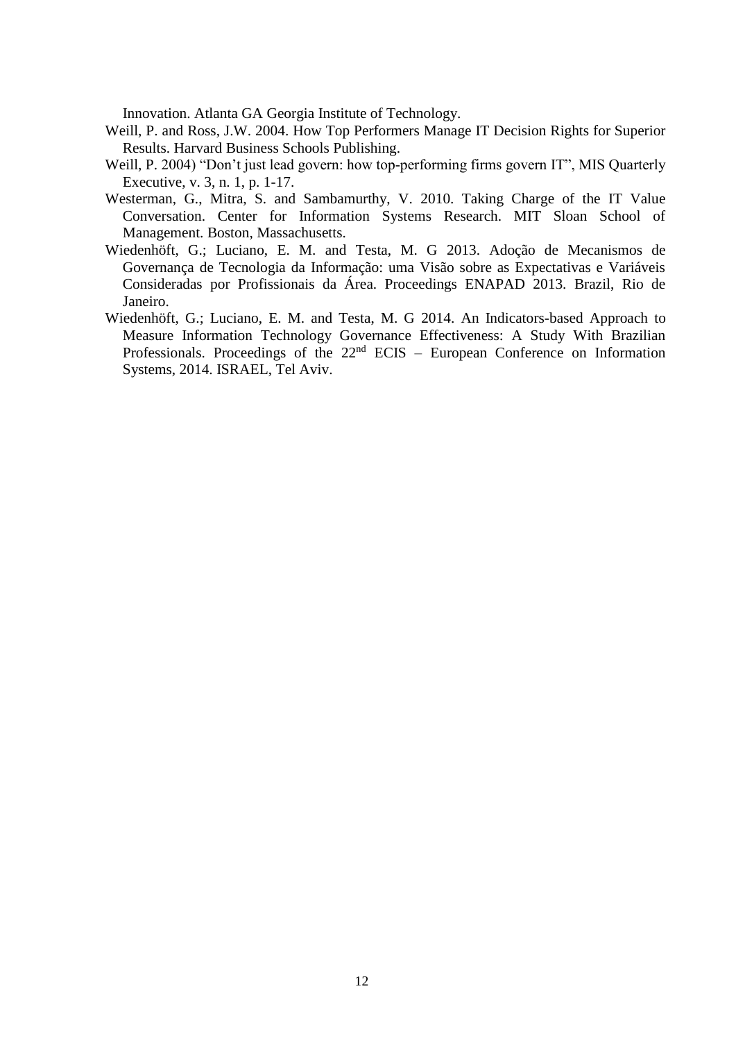Innovation. Atlanta GA Georgia Institute of Technology.

Weill, P. and Ross, J.W. 2004. How Top Performers Manage IT Decision Rights for Superior Results. Harvard Business Schools Publishing.

Weill, P. 2004) "Don't just lead govern: how top-performing firms govern IT", MIS Quarterly Executive, v. 3, n. 1, p. 1-17.

Westerman, G., Mitra, S. and Sambamurthy, V. 2010. Taking Charge of the IT Value Conversation. Center for Information Systems Research. MIT Sloan School of Management. Boston, Massachusetts.

Wiedenhöft, G.; Luciano, E. M. and Testa, M. G 2013. Adoção de Mecanismos de Governança de Tecnologia da Informação: uma Visão sobre as Expectativas e Variáveis Consideradas por Profissionais da Área. Proceedings ENAPAD 2013. Brazil, Rio de Janeiro.

Wiedenhöft, G.; Luciano, E. M. and Testa, M. G 2014. An Indicators-based Approach to Measure Information Technology Governance Effectiveness: A Study With Brazilian Professionals. Proceedings of the 22nd ECIS – European Conference on Information Systems, 2014. ISRAEL, Tel Aviv.